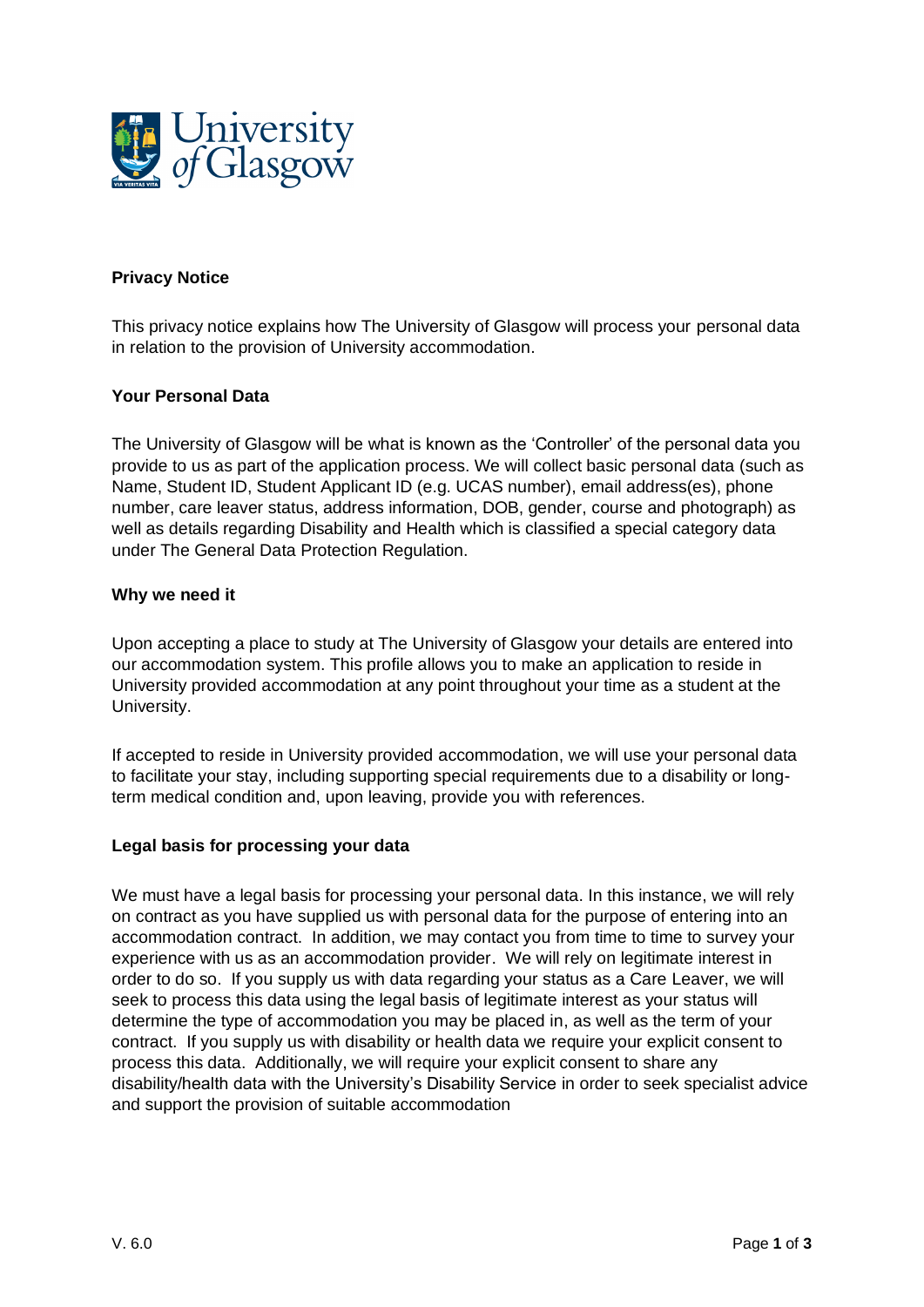## Privacy Notice

This privacy notice explains how The University of Glasgow will process your personal data in relation to the provision of University accommodation.

### Your Personal Data

The University of Glasgow will be what is known as the 'Controller' of the personal data you provide to us as part of the application process. We will collect basic personal data (such as Name, Student ID, Student Applicant ID (e.g. UCAS number), email address(es), phone number, care leaver status, address information, DOB, gender, course and photograph) as well as details regarding Disability and Health which is classified a special category data under The General Data Protection Regulation.

### Why we need it

Upon accepting a place to study at The University of Glasgow your details are entered into our accommodation system. This profile allows you to make an application to reside in University provided accommodation at any point throughout your time as a student at the University.

If accepted to reside in University provided accommodation, we will use your personal data to facilitate your stay, including supporting special requirements due to a disability or long-term medical condition and, upon leaving, provide you with references.

### Legal basis for processing your data

We must have a legal basis for processing your personal data. In this instance, we will rely on contract as you have supplied us with personal data for the purpose of entering into an accommodation contract. In addition, we may contact you from time to time to survey your experience with us as an accommodation provider. We will rely on legitimate interest in order to do so. If you supply us with data regarding your status as a Care Leaver, we will seek to process this data using the legal basis of legitimate interest as your status will determine the type of accommodation you may be placed in, as well as the term of your contract. If you supply us with disability or health data we require your explicit consent to process this data. Additionally, we will require your explicit consent to share any disability/health data with the University's Disability Service in order to seek specialist advice and support the provision of suitable accommodation

V. 6.0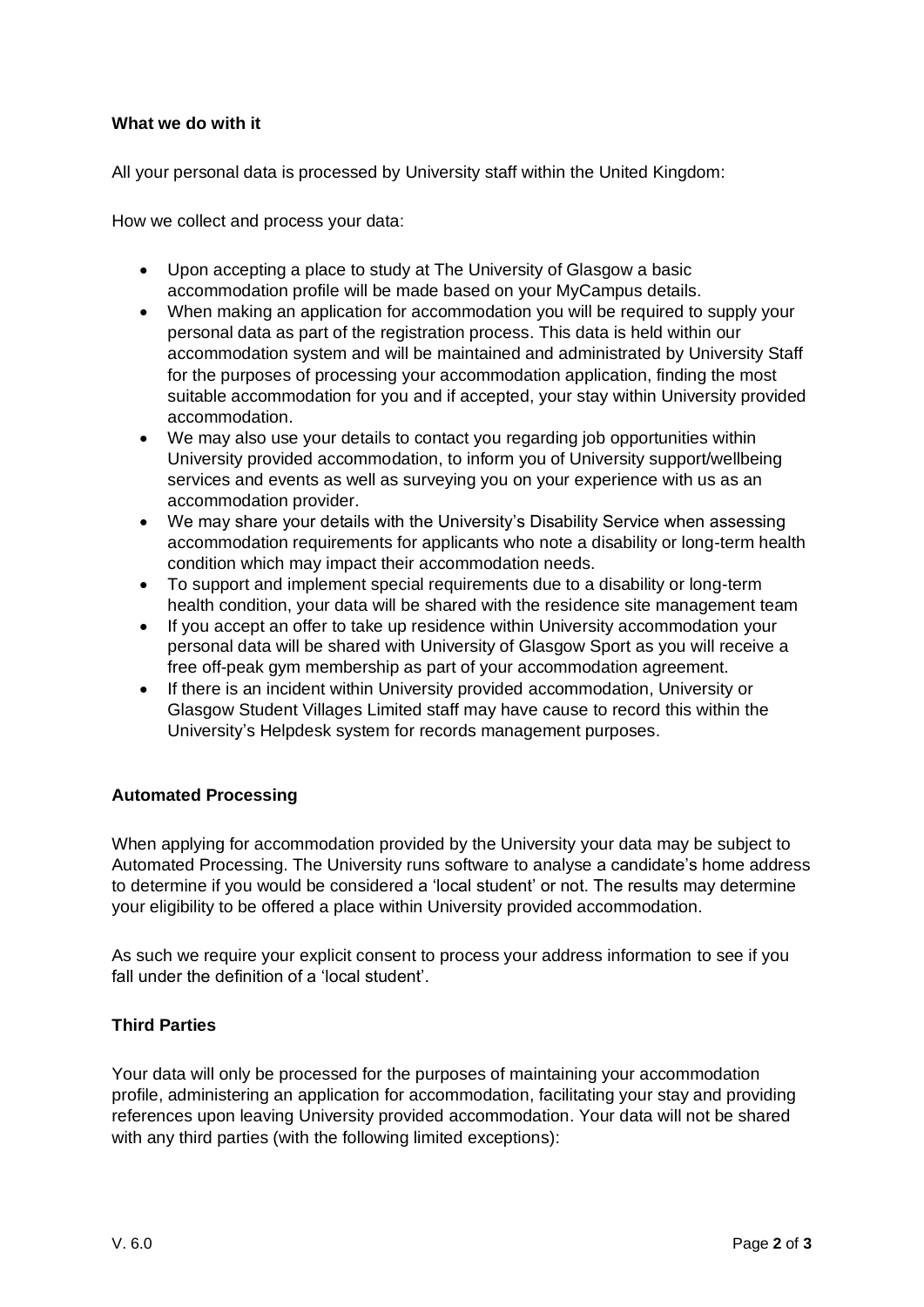**What we do with it**

All your personal data is processed by University staff within the United Kingdom:

How we collect and process your data:

- Upon accepting a place to study at The University of Glasgow a basic accommodation profile will be made based on your MyCampus details.
- When making an application for accommodation you will be required to supply your personal data as part of the registration process. This data is held within our accommodation system and will be maintained and administrated by University Staff for the purposes of processing your accommodation application, finding the most suitable accommodation for you and if accepted, your stay within University provided accommodation.
- We may also use your details to contact you regarding job opportunities within University provided accommodation, to inform you of University support/wellbeing services and events as well as surveying you on your experience with us as an accommodation provider.
- We may share your details with the University's Disability Service when assessing accommodation requirements for applicants who note a disability or long-term health condition which may impact their accommodation needs.
- To support and implement special requirements due to a disability or long-term health condition, your data will be shared with the residence site management team
- If you accept an offer to take up residence within University accommodation your personal data will be shared with University of Glasgow Sport as you will receive a free off-peak gym membership as part of your accommodation agreement.
- If there is an incident within University provided accommodation, University or Glasgow Student Villages Limited staff may have cause to record this within the University's Helpdesk system for records management purposes.

**Automated Processing**

When applying for accommodation provided by the University your data may be subject to Automated Processing. The University runs software to analyse a candidate's home address to determine if you would be considered a 'local student' or not. The results may determine your eligibility to be offered a place within University provided accommodation.

As such we require your explicit consent to process your address information to see if you fall under the definition of a 'local student'.

**Third Parties**

Your data will only be processed for the purposes of maintaining your accommodation profile, administering an application for accommodation, facilitating your stay and providing references upon leaving University provided accommodation. Your data will not be shared with any third parties (with the following limited exceptions):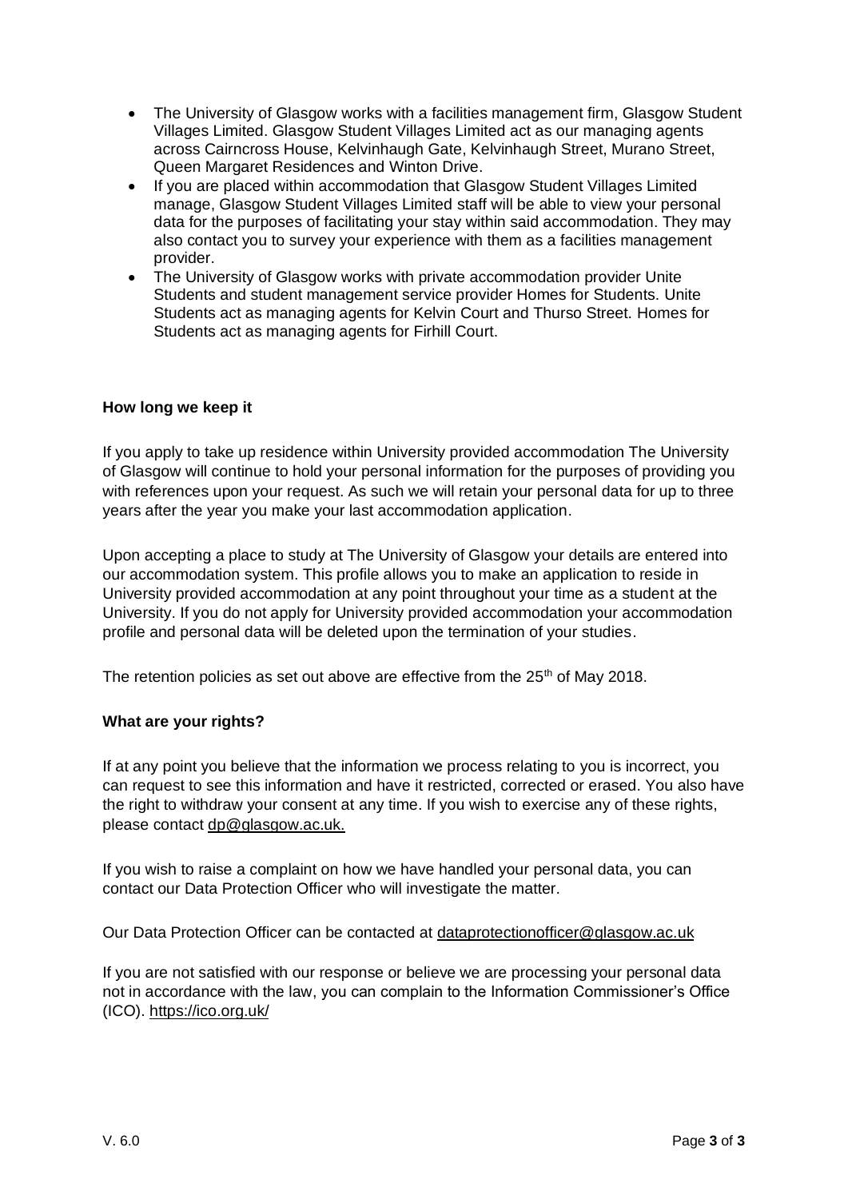- The University of Glasgow works with a facilities management firm, Glasgow Student Villages Limited. Glasgow Student Villages Limited act as our managing agents across Cairncross House, Kelvinhaugh Gate, Kelvinhaugh Street, Murano Street, Queen Margaret Residences and Winton Drive.
- If you are placed within accommodation that Glasgow Student Villages Limited manage, Glasgow Student Villages Limited staff will be able to view your personal data for the purposes of facilitating your stay within said accommodation. They may also contact you to survey your experience with them as a facilities management provider.
- The University of Glasgow works with private accommodation provider Unite Students and student management service provider Homes for Students. Unite Students act as managing agents for Kelvin Court and Thurso Street. Homes for Students act as managing agents for Firhill Court.

**How long we keep it**

If you apply to take up residence within University provided accommodation The University of Glasgow will continue to hold your personal information for the purposes of providing you with references upon your request. As such we will retain your personal data for up to three years after the year you make your last accommodation application.

Upon accepting a place to study at The University of Glasgow your details are entered into our accommodation system. This profile allows you to make an application to reside in University provided accommodation at any point throughout your time as a student at the University. If you do not apply for University provided accommodation your accommodation profile and personal data will be deleted upon the termination of your studies.

The retention policies as set out above are effective from the 25th of May 2018.

**What are your rights?**

If at any point you believe that the information we process relating to you is incorrect, you can request to see this information and have it restricted, corrected or erased. You also have the right to withdraw your consent at any time. If you wish to exercise any of these rights, please contact dp@glasgow.ac.uk.

If you wish to raise a complaint on how we have handled your personal data, you can contact our Data Protection Officer who will investigate the matter.

Our Data Protection Officer can be contacted at dataprotectionofficer@glasgow.ac.uk

If you are not satisfied with our response or believe we are processing your personal data not in accordance with the law, you can complain to the Information Commissioner's Office (ICO). https://ico.org.uk/

V. 6.0